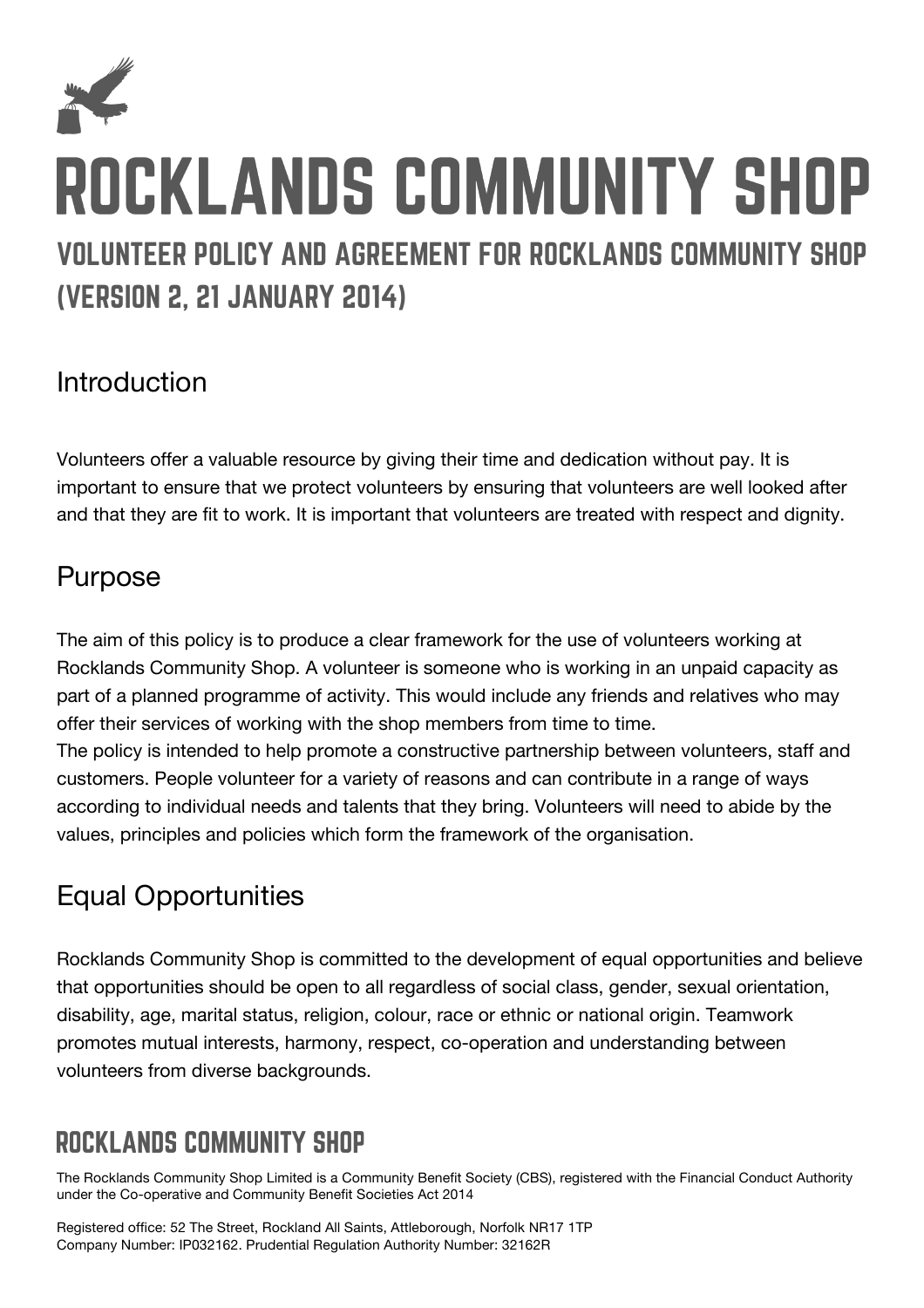# ROCKLANDS COMMUNITY SHOP

## VOLUNTEER POLICY AND AGREEMENT FOR ROCKLANDS COMMUNITY SHOP (VERSION 2, 21 JANUARY 2014)

### Introduction

Volunteers offer a valuable resource by giving their time and dedication without pay. It is important to ensure that we protect volunteers by ensuring that volunteers are well looked after and that they are fit to work. It is important that volunteers are treated with respect and dignity.

### Purpose

The aim of this policy is to produce a clear framework for the use of volunteers working at Rocklands Community Shop. A volunteer is someone who is working in an unpaid capacity as part of a planned programme of activity. This would include any friends and relatives who may offer their services of working with the shop members from time to time.

The policy is intended to help promote a constructive partnership between volunteers, staff and customers. People volunteer for a variety of reasons and can contribute in a range of ways according to individual needs and talents that they bring. Volunteers will need to abide by the values, principles and policies which form the framework of the organisation.

### Equal Opportunities

Rocklands Community Shop is committed to the development of equal opportunities and believe that opportunities should be open to all regardless of social class, gender, sexual orientation, disability, age, marital status, religion, colour, race or ethnic or national origin. Teamwork promotes mutual interests, harmony, respect, co-operation and understanding between volunteers from diverse backgrounds.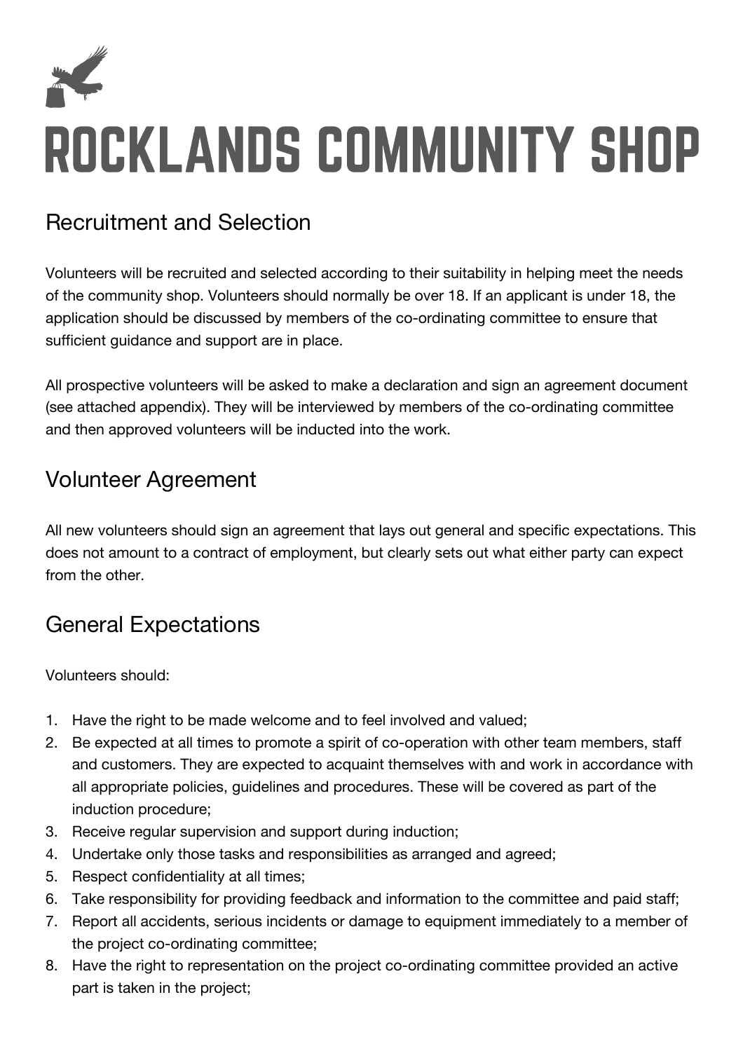# ROCKLANDS COMMUNITY SHOP

## Recruitment and Selection

Volunteers will be recruited and selected according to their suitability in helping meet the needs of the community shop. Volunteers should normally be over 18. If an applicant is under 18, the application should be discussed by members of the co-ordinating committee to ensure that sufficient guidance and support are in place.

All prospective volunteers will be asked to make a declaration and sign an agreement document (see attached appendix). They will be interviewed by members of the co-ordinating committee and then approved volunteers will be inducted into the work.

## Volunteer Agreement

All new volunteers should sign an agreement that lays out general and specific expectations. This does not amount to a contract of employment, but clearly sets out what either party can expect from the other.

## General Expectations

Volunteers should:

1. Have the right to be made welcome and to feel involved and valued;
2. Be expected at all times to promote a spirit of co-operation with other team members, staff and customers. They are expected to acquaint themselves with and work in accordance with all appropriate policies, guidelines and procedures. These will be covered as part of the induction procedure;
3. Receive regular supervision and support during induction;
4. Undertake only those tasks and responsibilities as arranged and agreed;
5. Respect confidentiality at all times;
6. Take responsibility for providing feedback and information to the committee and paid staff;
7. Report all accidents, serious incidents or damage to equipment immediately to a member of the project co-ordinating committee;
8. Have the right to representation on the project co-ordinating committee provided an active part is taken in the project;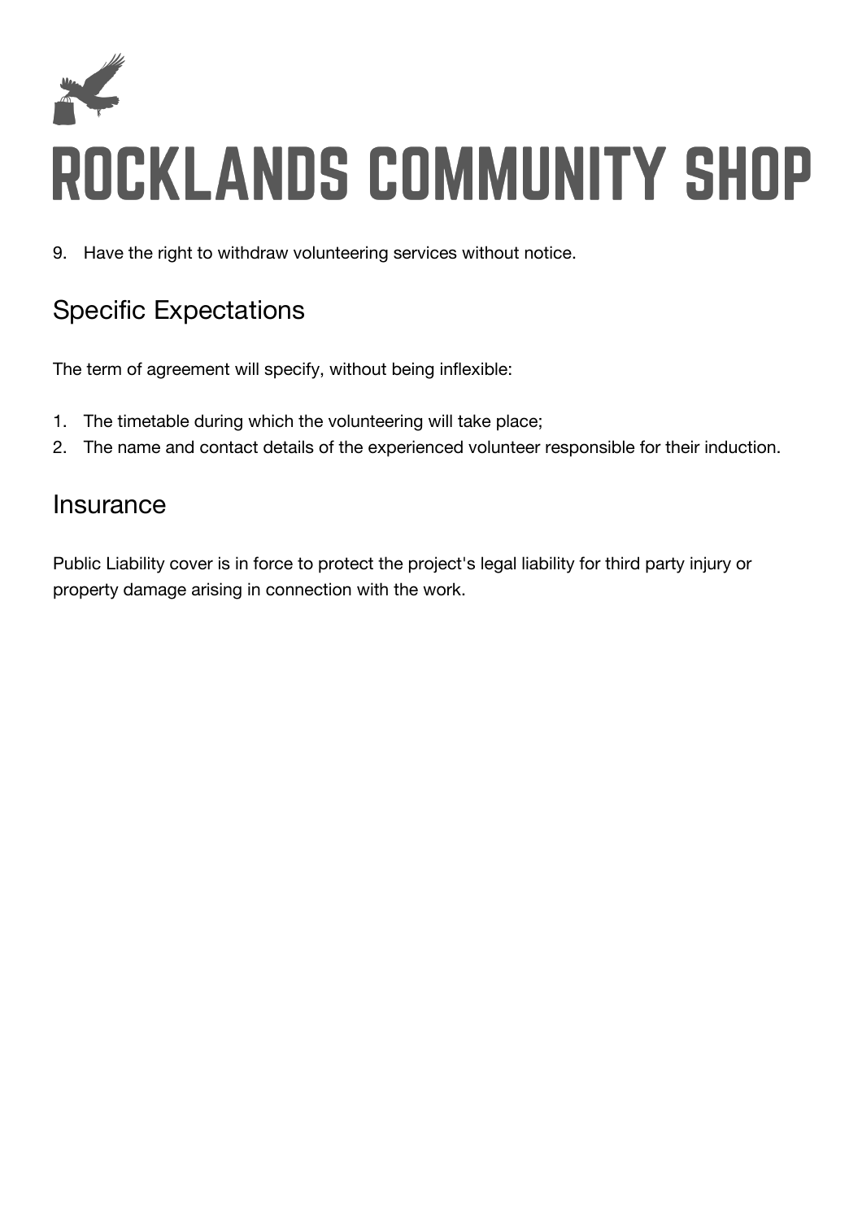9. Have the right to withdraw volunteering services without notice.

## Specific Expectations

The term of agreement will specify, without being inflexible:

1. The timetable during which the volunteering will take place;
2. The name and contact details of the experienced volunteer responsible for their induction.

## Insurance

Public Liability cover is in force to protect the project's legal liability for third party injury or property damage arising in connection with the work.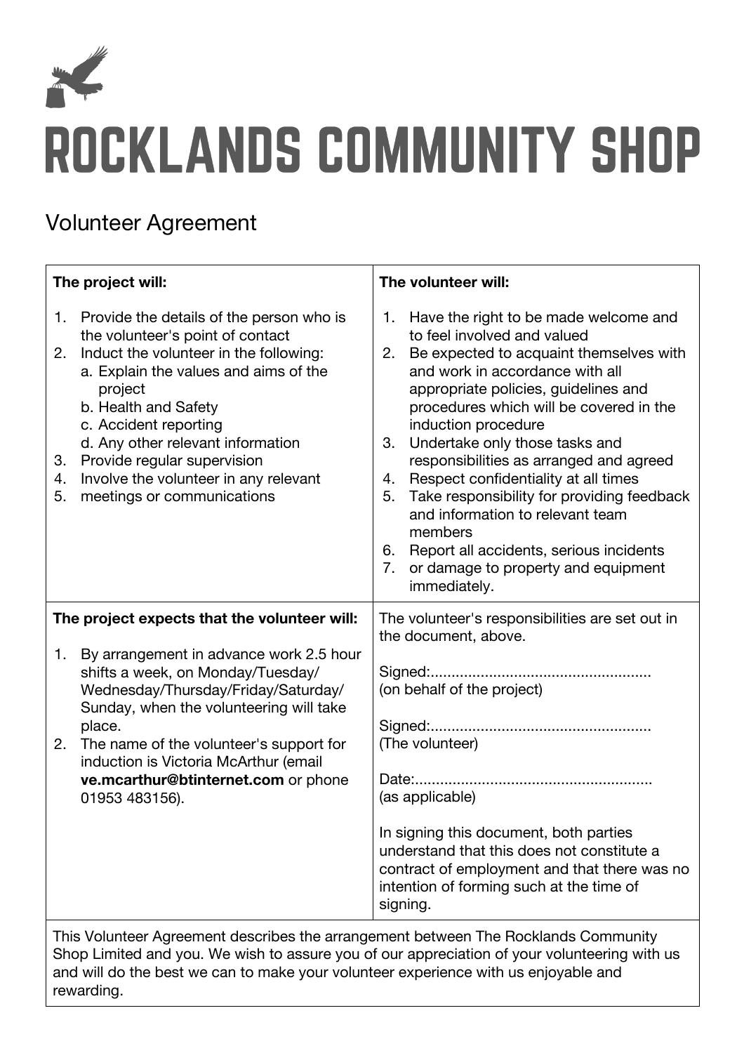# ROCKLANDS COMMUNITY SHOP

## Volunteer Agreement

**The project will:**

1. Provide the details of the person who is the volunteer's point of contact
2. Induct the volunteer in the following:
   a. Explain the values and aims of the project
   b. Health and Safety
   c. Accident reporting
   d. Any other relevant information
3. Provide regular supervision
4. Involve the volunteer in any relevant
5. meetings or communications

**The volunteer will:**

1. Have the right to be made welcome and to feel involved and valued
2. Be expected to acquaint themselves with and work in accordance with all appropriate policies, guidelines and procedures which will be covered in the induction procedure
3. Undertake only those tasks and responsibilities as arranged and agreed
4. Respect confidentiality at all times
5. Take responsibility for providing feedback and information to relevant team members
6. Report all accidents, serious incidents
7. or damage to property and equipment immediately.

**The project expects that the volunteer will:**

1. By arrangement in advance work 2.5 hour shifts a week, on Monday/Tuesday/ Wednesday/Thursday/Friday/Saturday/ Sunday, when the volunteering will take place.
2. The name of the volunteer's support for induction is Victoria McArthur (email **ve.mcarthur@btinternet.com** or phone 01953 483156).

The volunteer's responsibilities are set out in the document, above.

Signed:....................................................
(on behalf of the project)

Signed:....................................................
(The volunteer)

Date:........................................................
(as applicable)

In signing this document, both parties understand that this does not constitute a contract of employment and that there was no intention of forming such at the time of signing.

This Volunteer Agreement describes the arrangement between The Rocklands Community Shop Limited and you. We wish to assure you of our appreciation of your volunteering with us and will do the best we can to make your volunteer experience with us enjoyable and rewarding.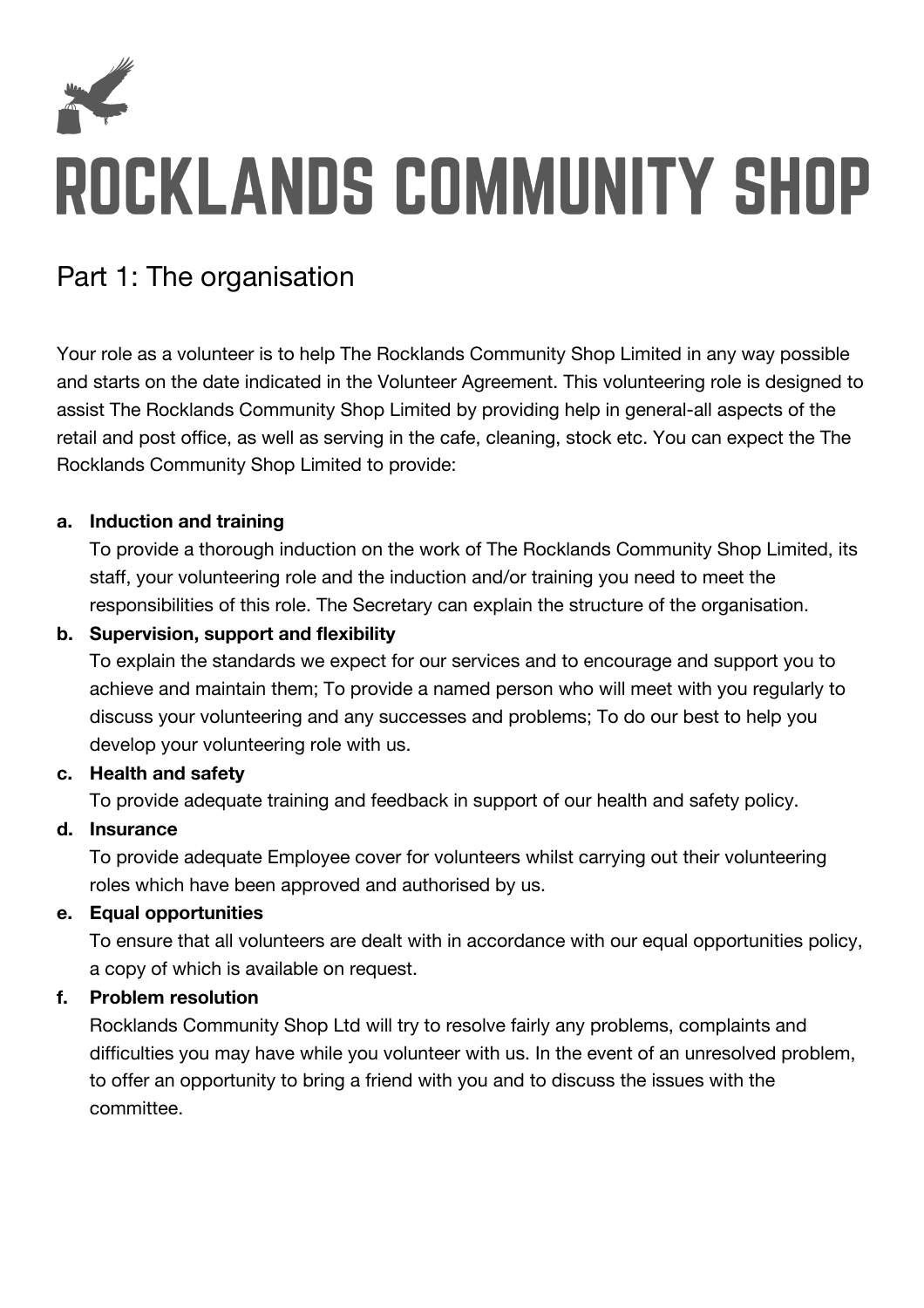# ROCKLANDS COMMUNITY SHOP

## Part 1: The organisation

Your role as a volunteer is to help The Rocklands Community Shop Limited in any way possible and starts on the date indicated in the Volunteer Agreement. This volunteering role is designed to assist The Rocklands Community Shop Limited by providing help in general-all aspects of the retail and post office, as well as serving in the cafe, cleaning, stock etc. You can expect the The Rocklands Community Shop Limited to provide:

a. **Induction and training**
   To provide a thorough induction on the work of The Rocklands Community Shop Limited, its staff, your volunteering role and the induction and/or training you need to meet the responsibilities of this role. The Secretary can explain the structure of the organisation.

b. **Supervision, support and flexibility**
   To explain the standards we expect for our services and to encourage and support you to achieve and maintain them; To provide a named person who will meet with you regularly to discuss your volunteering and any successes and problems; To do our best to help you develop your volunteering role with us.

c. **Health and safety**
   To provide adequate training and feedback in support of our health and safety policy.

d. **Insurance**
   To provide adequate Employee cover for volunteers whilst carrying out their volunteering roles which have been approved and authorised by us.

e. **Equal opportunities**
   To ensure that all volunteers are dealt with in accordance with our equal opportunities policy, a copy of which is available on request.

f. **Problem resolution**
   Rocklands Community Shop Ltd will try to resolve fairly any problems, complaints and difficulties you may have while you volunteer with us. In the event of an unresolved problem, to offer an opportunity to bring a friend with you and to discuss the issues with the committee.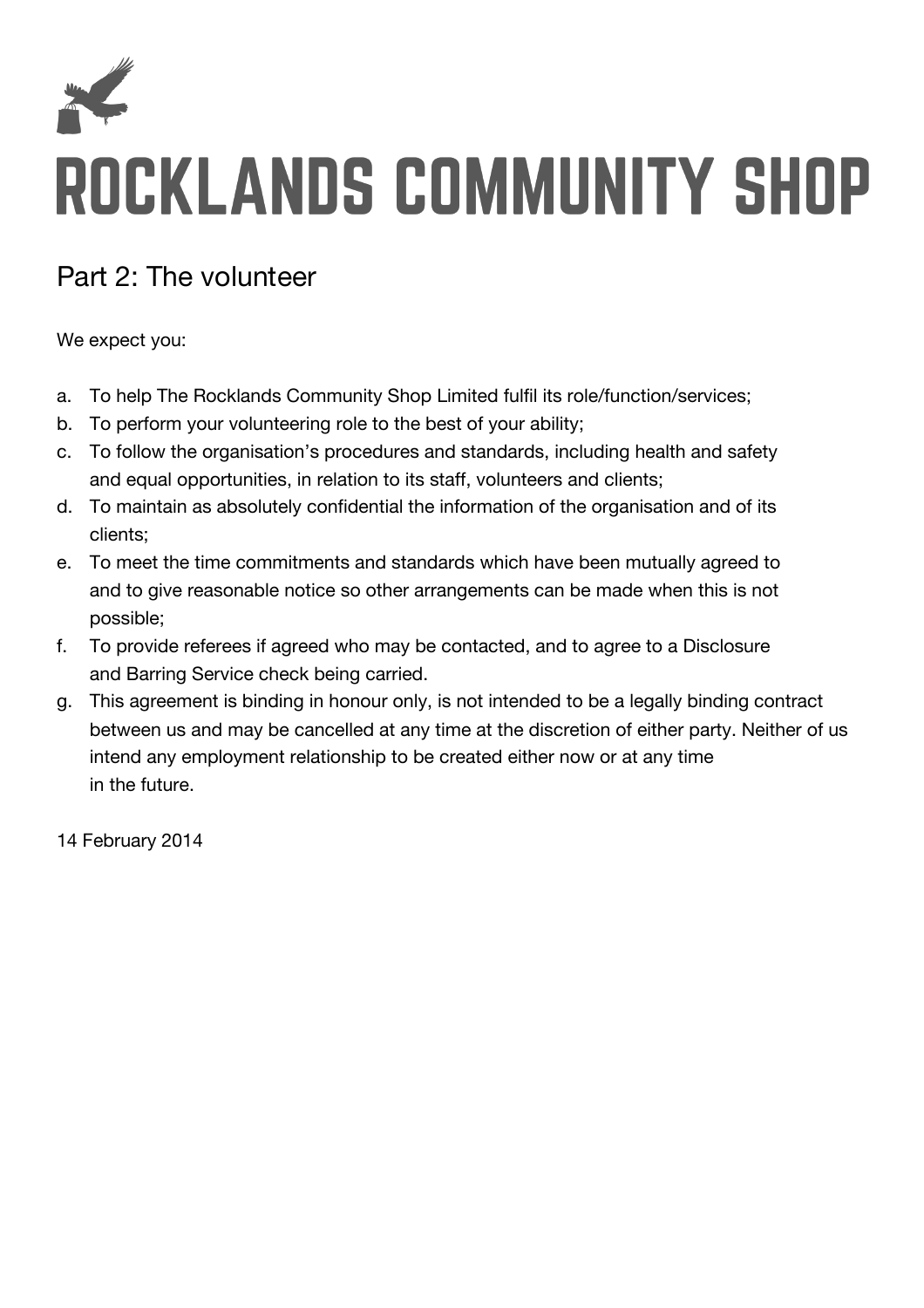# ROCKLANDS COMMUNITY SHOP

## Part 2: The volunteer

We expect you:

a. To help The Rocklands Community Shop Limited fulfil its role/function/services;
b. To perform your volunteering role to the best of your ability;
c. To follow the organisation's procedures and standards, including health and safety and equal opportunities, in relation to its staff, volunteers and clients;
d. To maintain as absolutely confidential the information of the organisation and of its clients;
e. To meet the time commitments and standards which have been mutually agreed to and to give reasonable notice so other arrangements can be made when this is not possible;
f. To provide referees if agreed who may be contacted, and to agree to a Disclosure and Barring Service check being carried.
g. This agreement is binding in honour only, is not intended to be a legally binding contract between us and may be cancelled at any time at the discretion of either party. Neither of us intend any employment relationship to be created either now or at any time in the future.

14 February 2014